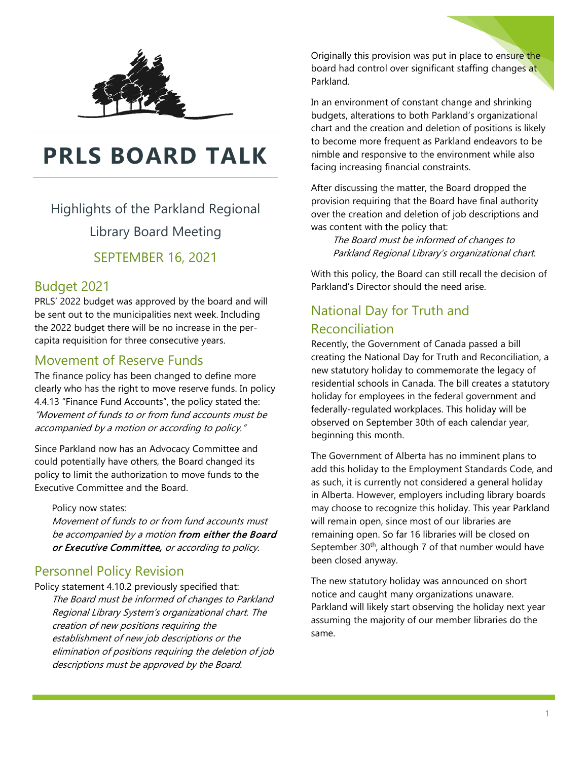# PRLS BOARD TALK

Highlights of the Parkland Regional Library Board Meeting

SEPTEMBER 16, 2021

## Budget 2021

PRLS' 2022 budget was approved by the board and will be sent out to the municipalities next week. Including the 2022 budget there will be no increase in the per-capita requisition for three consecutive years.

## Movement of Reserve Funds

The finance policy has been changed to define more clearly who has the right to move reserve funds. In policy 4.4.13 "Finance Fund Accounts", the policy stated the: *"Movement of funds to or from fund accounts must be accompanied by a motion or according to policy."*

Since Parkland now has an Advocacy Committee and could potentially have others, the Board changed its policy to limit the authorization to move funds to the Executive Committee and the Board.

> Policy now states:
> *Movement of funds to or from fund accounts must be accompanied by a motion* ***from either the Board or Executive Committee,*** *or according to policy.*

## Personnel Policy Revision

Policy statement 4.10.2 previously specified that:

> *The Board must be informed of changes to Parkland Regional Library System's organizational chart. The creation of new positions requiring the establishment of new job descriptions or the elimination of positions requiring the deletion of job descriptions must be approved by the Board.*

Originally this provision was put in place to ensure the board had control over significant staffing changes at Parkland.

In an environment of constant change and shrinking budgets, alterations to both Parkland's organizational chart and the creation and deletion of positions is likely to become more frequent as Parkland endeavors to be nimble and responsive to the environment while also facing increasing financial constraints.

After discussing the matter, the Board dropped the provision requiring that the Board have final authority over the creation and deletion of job descriptions and was content with the policy that:

> *The Board must be informed of changes to Parkland Regional Library's organizational chart.*

With this policy, the Board can still recall the decision of Parkland's Director should the need arise.

## National Day for Truth and Reconciliation

Recently, the Government of Canada passed a bill creating the National Day for Truth and Reconciliation, a new statutory holiday to commemorate the legacy of residential schools in Canada. The bill creates a statutory holiday for employees in the federal government and federally-regulated workplaces. This holiday will be observed on September 30th of each calendar year, beginning this month.

The Government of Alberta has no imminent plans to add this holiday to the Employment Standards Code, and as such, it is currently not considered a general holiday in Alberta. However, employers including library boards may choose to recognize this holiday. This year Parkland will remain open, since most of our libraries are remaining open. So far 16 libraries will be closed on September 30th, although 7 of that number would have been closed anyway.

The new statutory holiday was announced on short notice and caught many organizations unaware. Parkland will likely start observing the holiday next year assuming the majority of our member libraries do the same.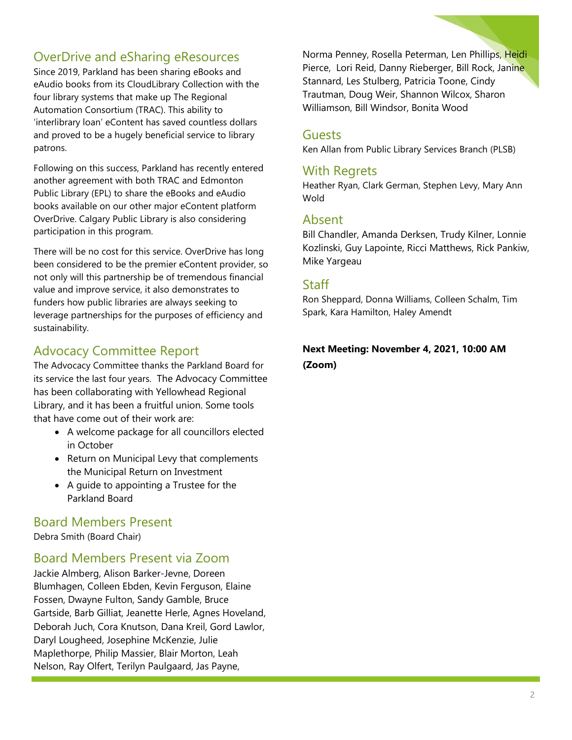## OverDrive and eSharing eResources

Since 2019, Parkland has been sharing eBooks and eAudio books from its CloudLibrary Collection with the four library systems that make up The Regional Automation Consortium (TRAC). This ability to 'interlibrary loan' eContent has saved countless dollars and proved to be a hugely beneficial service to library patrons.

Following on this success, Parkland has recently entered another agreement with both TRAC and Edmonton Public Library (EPL) to share the eBooks and eAudio books available on our other major eContent platform OverDrive. Calgary Public Library is also considering participation in this program.

There will be no cost for this service. OverDrive has long been considered to be the premier eContent provider, so not only will this partnership be of tremendous financial value and improve service, it also demonstrates to funders how public libraries are always seeking to leverage partnerships for the purposes of efficiency and sustainability.

## Advocacy Committee Report

The Advocacy Committee thanks the Parkland Board for its service the last four years. The Advocacy Committee has been collaborating with Yellowhead Regional Library, and it has been a fruitful union. Some tools that have come out of their work are:

- A welcome package for all councillors elected in October
- Return on Municipal Levy that complements the Municipal Return on Investment
- A guide to appointing a Trustee for the Parkland Board

## Board Members Present

Debra Smith (Board Chair)

## Board Members Present via Zoom

Jackie Almberg, Alison Barker-Jevne, Doreen Blumhagen, Colleen Ebden, Kevin Ferguson, Elaine Fossen, Dwayne Fulton, Sandy Gamble, Bruce Gartside, Barb Gilliat, Jeanette Herle, Agnes Hoveland, Deborah Juch, Cora Knutson, Dana Kreil, Gord Lawlor, Daryl Lougheed, Josephine McKenzie, Julie Maplethorpe, Philip Massier, Blair Morton, Leah Nelson, Ray Olfert, Terilyn Paulgaard, Jas Payne, Norma Penney, Rosella Peterman, Len Phillips, Heidi Pierce, Lori Reid, Danny Rieberger, Bill Rock, Janine Stannard, Les Stulberg, Patricia Toone, Cindy Trautman, Doug Weir, Shannon Wilcox, Sharon Williamson, Bill Windsor, Bonita Wood

## Guests

Ken Allan from Public Library Services Branch (PLSB)

## With Regrets

Heather Ryan, Clark German, Stephen Levy, Mary Ann Wold

## Absent

Bill Chandler, Amanda Derksen, Trudy Kilner, Lonnie Kozlinski, Guy Lapointe, Ricci Matthews, Rick Pankiw, Mike Yargeau

## Staff

Ron Sheppard, Donna Williams, Colleen Schalm, Tim Spark, Kara Hamilton, Haley Amendt

**Next Meeting: November 4, 2021, 10:00 AM (Zoom)**